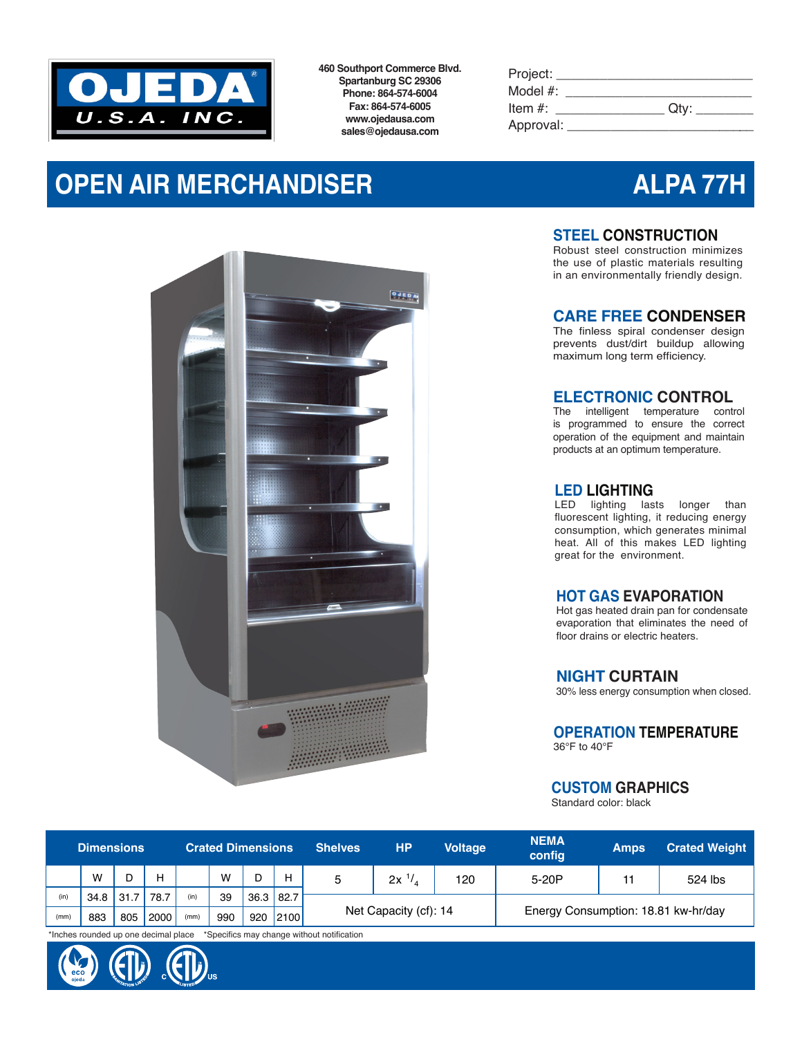**OJEDA U.S.A. INC.**

460 Southport Commerce Blvd.
Spartanburg SC 29306
Phone: 864-574-6004
Fax: 864-574-6005
www.ojedausa.com
sales@ojedausa.com

Project: ___________________________
Model #: __________________________
Item #: _______________ Qty: ________
Approval: __________________________

# OPEN AIR MERCHANDISER — ALPA 77H

### STEEL CONSTRUCTION
Robust steel construction minimizes the use of plastic materials resulting in an environmentally friendly design.

### CARE FREE CONDENSER
The finless spiral condenser design prevents dust/dirt buildup allowing maximum long term efficiency.

### ELECTRONIC CONTROL
The intelligent temperature control is programmed to ensure the correct operation of the equipment and maintain products at an optimum temperature.

### LED LIGHTING
LED lighting lasts longer than fluorescent lighting, it reducing energy consumption, which generates minimal heat. All of this makes LED lighting great for the environment.

### HOT GAS EVAPORATION
Hot gas heated drain pan for condensate evaporation that eliminates the need of floor drains or electric heaters.

### NIGHT CURTAIN
30% less energy consumption when closed.

### OPERATION TEMPERATURE
36°F to 40°F

### CUSTOM GRAPHICS
Standard color: black

| Dimensions | | | | Crated Dimensions | | | | Shelves | HP | Voltage | NEMA config | Amps | Crated Weight |
|---|---|---|---|---|---|---|---|---|---|---|---|---|---|
| | W | D | H | | W | D | H | 5 | 2x $^{1}/_{4}$ | 120 | 5-20P | 11 | 524 lbs |
| (in) | 34.8 | 31.7 | 78.7 | (in) | 39 | 36.3 | 82.7 | Net Capacity (cf): 14 | | | Energy Consumption: 18.81 kw-hr/day | | |
| (mm) | 883 | 805 | 2000 | (mm) | 990 | 920 | 2100 | | | | | | |

*Inches rounded up one decimal place *Specifics may change without notification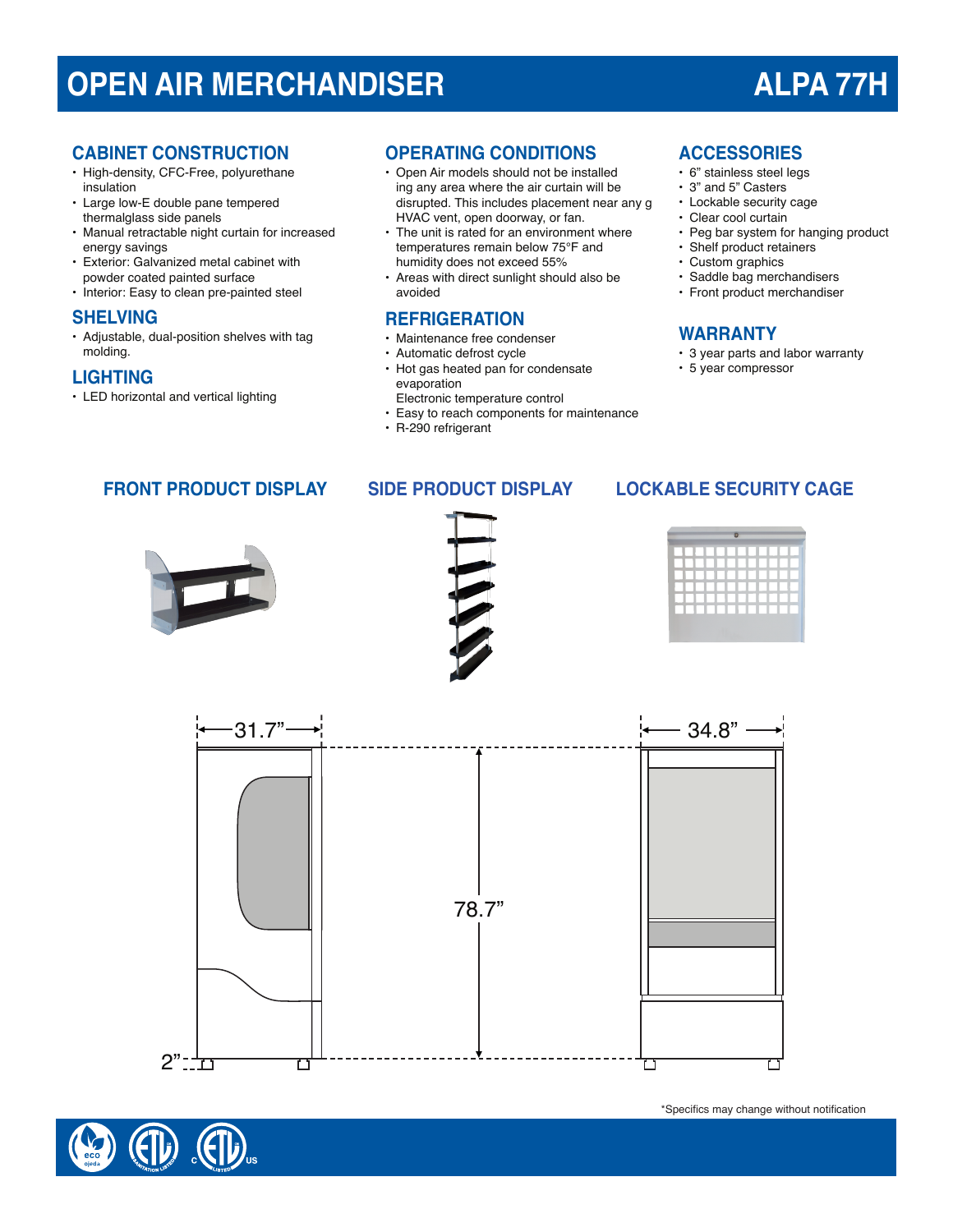# OPEN AIR MERCHANDISER ALPA 77H

## CABINET CONSTRUCTION

- High-density, CFC-Free, polyurethane insulation
- Large low-E double pane tempered thermalglass side panels
- Manual retractable night curtain for increased energy savings
- Exterior: Galvanized metal cabinet with powder coated painted surface
- Interior: Easy to clean pre-painted steel

## SHELVING

- Adjustable, dual-position shelves with tag molding.

## LIGHTING

- LED horizontal and vertical lighting

## OPERATING CONDITIONS

- Open Air models should not be installed ing any area where the air curtain will be disrupted. This includes placement near any g HVAC vent, open doorway, or fan.
- The unit is rated for an environment where temperatures remain below 75°F and humidity does not exceed 55%
- Areas with direct sunlight should also be avoided

## REFRIGERATION

- Maintenance free condenser
- Automatic defrost cycle
- Hot gas heated pan for condensate evaporation
  Electronic temperature control
- Easy to reach components for maintenance
- R-290 refrigerant

## ACCESSORIES

- 6" stainless steel legs
- 3" and 5" Casters
- Lockable security cage
- Clear cool curtain
- Peg bar system for hanging product
- Shelf product retainers
- Custom graphics
- Saddle bag merchandisers
- Front product merchandiser

## WARRANTY

- 3 year parts and labor warranty
- 5 year compressor

## FRONT PRODUCT DISPLAY

## SIDE PRODUCT DISPLAY

## LOCKABLE SECURITY CAGE

31.7"

34.8"

78.7"

2"

*Specifics may change without notification